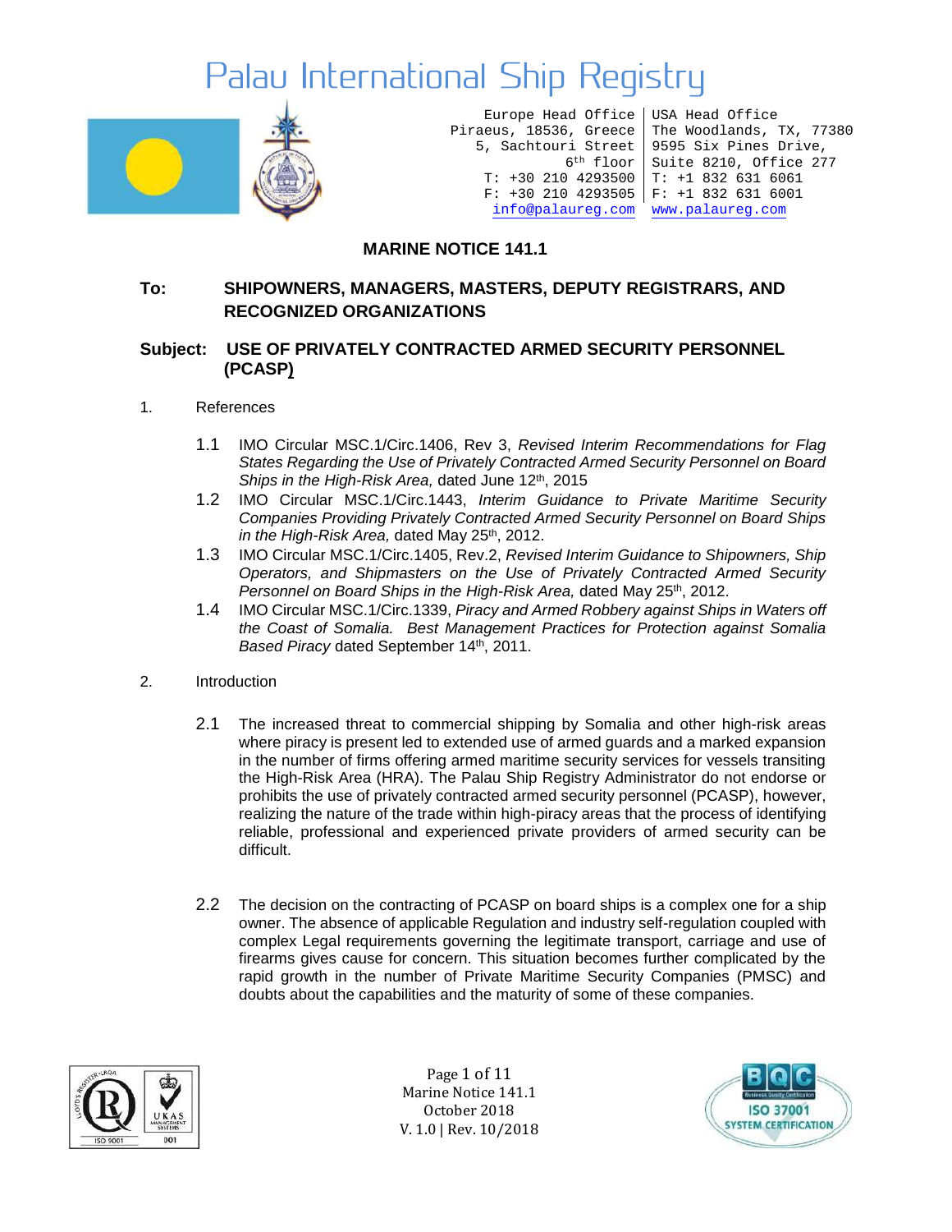# Palau International Ship Registry

| Europe Head Office | USA Head Office |
|---|---|
| Piraeus, 18536, Greece | The Woodlands, TX, 77380 |
| 5, Sachtouri Street | 9595 Six Pines Drive, |
| 6th floor | Suite 8210, Office 277 |
| T: +30 210 4293500 | T: +1 832 631 6061 |
| F: +30 210 4293505 | F: +1 832 631 6001 |
| info@palaureg.com | www.palaureg.com |

## MARINE NOTICE 141.1

**To:** **SHIPOWNERS, MANAGERS, MASTERS, DEPUTY REGISTRARS, AND RECOGNIZED ORGANIZATIONS**

**Subject:** **USE OF PRIVATELY CONTRACTED ARMED SECURITY PERSONNEL (PCASP)**

1. References

   1.1 IMO Circular MSC.1/Circ.1406, Rev 3, *Revised Interim Recommendations for Flag States Regarding the Use of Privately Contracted Armed Security Personnel on Board Ships in the High-Risk Area,* dated June 12th, 2015

   1.2 IMO Circular MSC.1/Circ.1443, *Interim Guidance to Private Maritime Security Companies Providing Privately Contracted Armed Security Personnel on Board Ships in the High-Risk Area,* dated May 25th, 2012.

   1.3 IMO Circular MSC.1/Circ.1405, Rev.2, *Revised Interim Guidance to Shipowners, Ship Operators, and Shipmasters on the Use of Privately Contracted Armed Security Personnel on Board Ships in the High-Risk Area,* dated May 25th, 2012.

   1.4 IMO Circular MSC.1/Circ.1339, *Piracy and Armed Robbery against Ships in Waters off the Coast of Somalia. Best Management Practices for Protection against Somalia Based Piracy* dated September 14th, 2011.

2. Introduction

   2.1 The increased threat to commercial shipping by Somalia and other high-risk areas where piracy is present led to extended use of armed guards and a marked expansion in the number of firms offering armed maritime security services for vessels transiting the High-Risk Area (HRA). The Palau Ship Registry Administrator do not endorse or prohibits the use of privately contracted armed security personnel (PCASP), however, realizing the nature of the trade within high-piracy areas that the process of identifying reliable, professional and experienced private providers of armed security can be difficult.

   2.2 The decision on the contracting of PCASP on board ships is a complex one for a ship owner. The absence of applicable Regulation and industry self-regulation coupled with complex Legal requirements governing the legitimate transport, carriage and use of firearms gives cause for concern. This situation becomes further complicated by the rapid growth in the number of Private Maritime Security Companies (PMSC) and doubts about the capabilities and the maturity of some of these companies.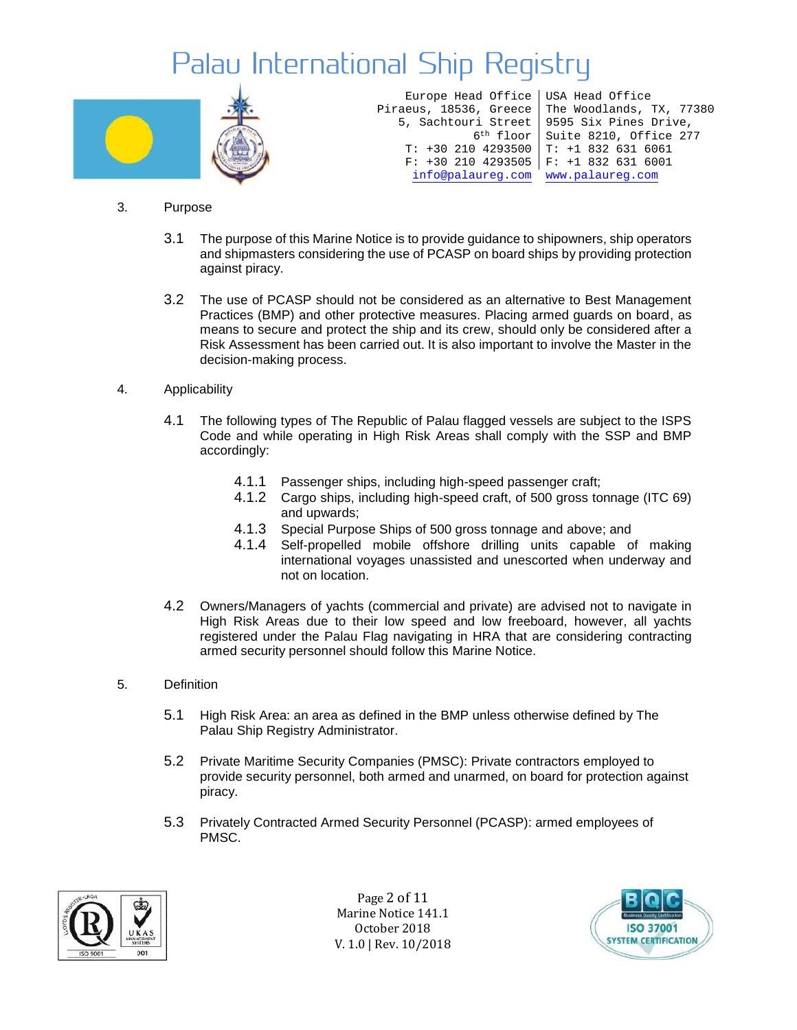## 3. Purpose

3.1 The purpose of this Marine Notice is to provide guidance to shipowners, ship operators and shipmasters considering the use of PCASP on board ships by providing protection against piracy.

3.2 The use of PCASP should not be considered as an alternative to Best Management Practices (BMP) and other protective measures. Placing armed guards on board, as means to secure and protect the ship and its crew, should only be considered after a Risk Assessment has been carried out. It is also important to involve the Master in the decision-making process.

## 4. Applicability

4.1 The following types of The Republic of Palau flagged vessels are subject to the ISPS Code and while operating in High Risk Areas shall comply with the SSP and BMP accordingly:

- 4.1.1 Passenger ships, including high-speed passenger craft;
- 4.1.2 Cargo ships, including high-speed craft, of 500 gross tonnage (ITC 69) and upwards;
- 4.1.3 Special Purpose Ships of 500 gross tonnage and above; and
- 4.1.4 Self-propelled mobile offshore drilling units capable of making international voyages unassisted and unescorted when underway and not on location.

4.2 Owners/Managers of yachts (commercial and private) are advised not to navigate in High Risk Areas due to their low speed and low freeboard, however, all yachts registered under the Palau Flag navigating in HRA that are considering contracting armed security personnel should follow this Marine Notice.

## 5. Definition

5.1 High Risk Area: an area as defined in the BMP unless otherwise defined by The Palau Ship Registry Administrator.

5.2 Private Maritime Security Companies (PMSC): Private contractors employed to provide security personnel, both armed and unarmed, on board for protection against piracy.

5.3 Privately Contracted Armed Security Personnel (PCASP): armed employees of PMSC.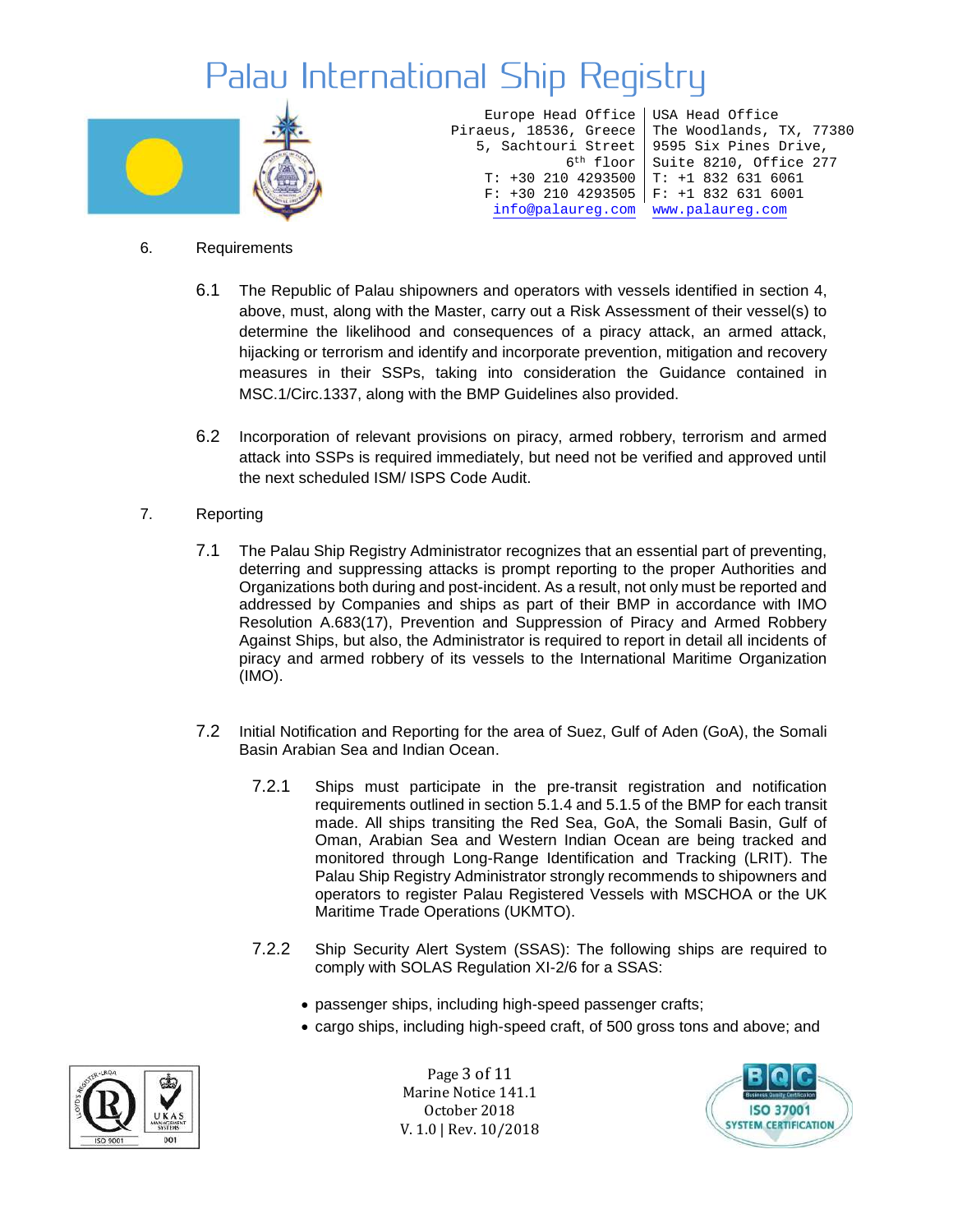## 6. Requirements

6.1 The Republic of Palau shipowners and operators with vessels identified in section 4, above, must, along with the Master, carry out a Risk Assessment of their vessel(s) to determine the likelihood and consequences of a piracy attack, an armed attack, hijacking or terrorism and identify and incorporate prevention, mitigation and recovery measures in their SSPs, taking into consideration the Guidance contained in MSC.1/Circ.1337, along with the BMP Guidelines also provided.

6.2 Incorporation of relevant provisions on piracy, armed robbery, terrorism and armed attack into SSPs is required immediately, but need not be verified and approved until the next scheduled ISM/ ISPS Code Audit.

## 7. Reporting

7.1 The Palau Ship Registry Administrator recognizes that an essential part of preventing, deterring and suppressing attacks is prompt reporting to the proper Authorities and Organizations both during and post-incident. As a result, not only must be reported and addressed by Companies and ships as part of their BMP in accordance with IMO Resolution A.683(17), Prevention and Suppression of Piracy and Armed Robbery Against Ships, but also, the Administrator is required to report in detail all incidents of piracy and armed robbery of its vessels to the International Maritime Organization (IMO).

7.2 Initial Notification and Reporting for the area of Suez, Gulf of Aden (GoA), the Somali Basin Arabian Sea and Indian Ocean.

7.2.1 Ships must participate in the pre-transit registration and notification requirements outlined in section 5.1.4 and 5.1.5 of the BMP for each transit made. All ships transiting the Red Sea, GoA, the Somali Basin, Gulf of Oman, Arabian Sea and Western Indian Ocean are being tracked and monitored through Long-Range Identification and Tracking (LRIT). The Palau Ship Registry Administrator strongly recommends to shipowners and operators to register Palau Registered Vessels with MSCHOA or the UK Maritime Trade Operations (UKMTO).

7.2.2 Ship Security Alert System (SSAS): The following ships are required to comply with SOLAS Regulation XI-2/6 for a SSAS:

- passenger ships, including high-speed passenger crafts;
- cargo ships, including high-speed craft, of 500 gross tons and above; and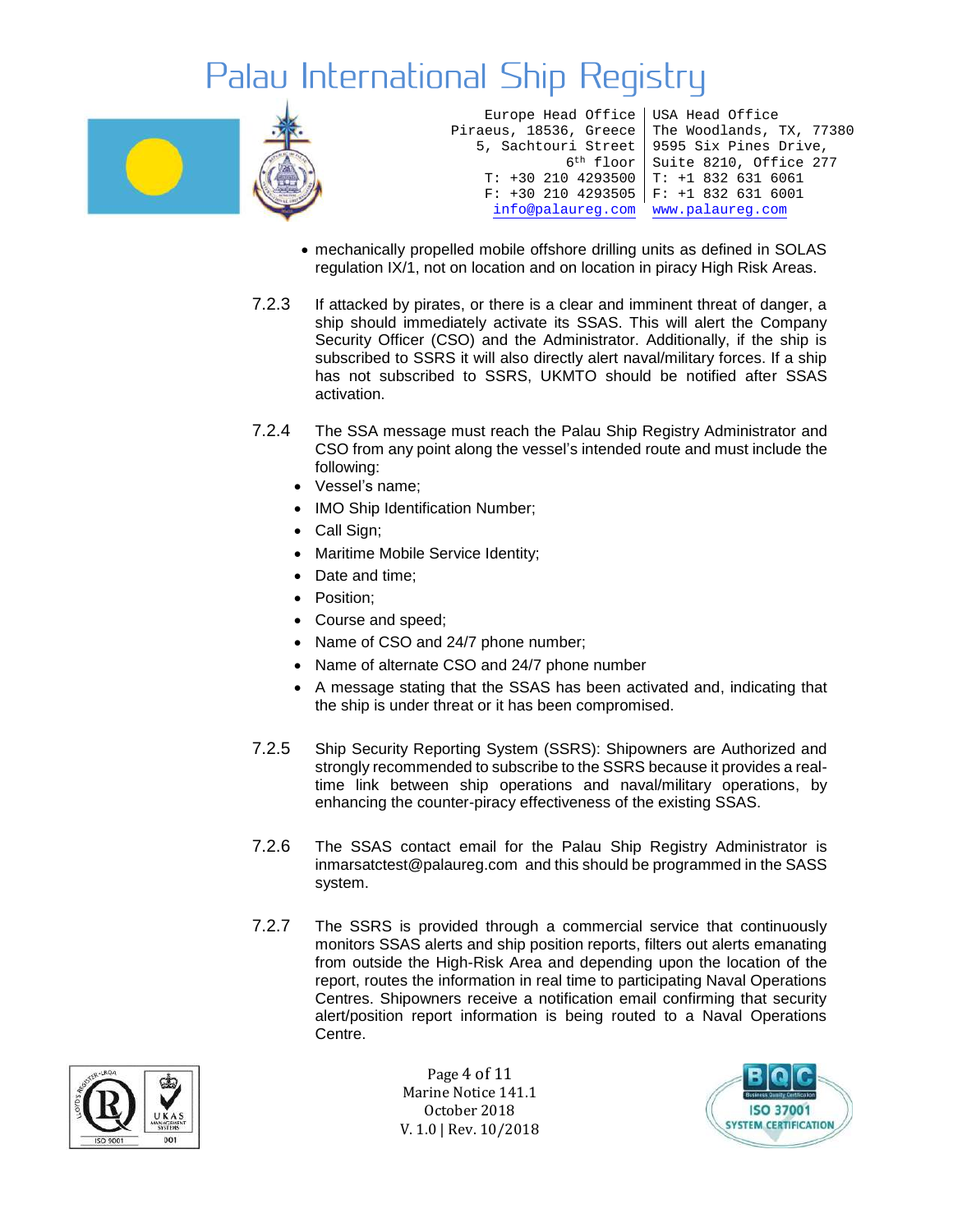- mechanically propelled mobile offshore drilling units as defined in SOLAS regulation IX/1, not on location and on location in piracy High Risk Areas.

7.2.3 If attacked by pirates, or there is a clear and imminent threat of danger, a ship should immediately activate its SSAS. This will alert the Company Security Officer (CSO) and the Administrator. Additionally, if the ship is subscribed to SSRS it will also directly alert naval/military forces. If a ship has not subscribed to SSRS, UKMTO should be notified after SSAS activation.

7.2.4 The SSA message must reach the Palau Ship Registry Administrator and CSO from any point along the vessel's intended route and must include the following:

- Vessel's name;
- IMO Ship Identification Number;
- Call Sign;
- Maritime Mobile Service Identity;
- Date and time;
- Position;
- Course and speed;
- Name of CSO and 24/7 phone number;
- Name of alternate CSO and 24/7 phone number
- A message stating that the SSAS has been activated and, indicating that the ship is under threat or it has been compromised.

7.2.5 Ship Security Reporting System (SSRS): Shipowners are Authorized and strongly recommended to subscribe to the SSRS because it provides a real-time link between ship operations and naval/military operations, by enhancing the counter-piracy effectiveness of the existing SSAS.

7.2.6 The SSAS contact email for the Palau Ship Registry Administrator is inmarsatctest@palaureg.com and this should be programmed in the SASS system.

7.2.7 The SSRS is provided through a commercial service that continuously monitors SSAS alerts and ship position reports, filters out alerts emanating from outside the High-Risk Area and depending upon the location of the report, routes the information in real time to participating Naval Operations Centres. Shipowners receive a notification email confirming that security alert/position report information is being routed to a Naval Operations Centre.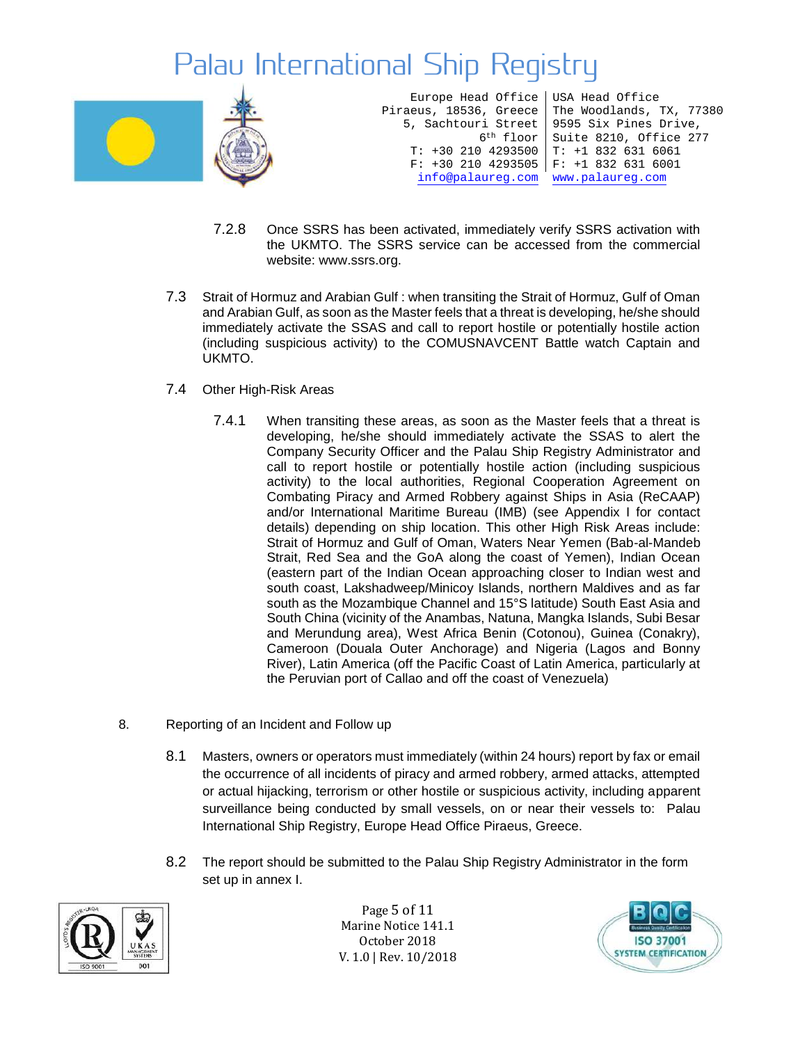7.2.8 Once SSRS has been activated, immediately verify SSRS activation with the UKMTO. The SSRS service can be accessed from the commercial website: www.ssrs.org.

7.3 Strait of Hormuz and Arabian Gulf : when transiting the Strait of Hormuz, Gulf of Oman and Arabian Gulf, as soon as the Master feels that a threat is developing, he/she should immediately activate the SSAS and call to report hostile or potentially hostile action (including suspicious activity) to the COMUSNAVCENT Battle watch Captain and UKMTO.

7.4 Other High-Risk Areas

7.4.1 When transiting these areas, as soon as the Master feels that a threat is developing, he/she should immediately activate the SSAS to alert the Company Security Officer and the Palau Ship Registry Administrator and call to report hostile or potentially hostile action (including suspicious activity) to the local authorities, Regional Cooperation Agreement on Combating Piracy and Armed Robbery against Ships in Asia (ReCAAP) and/or International Maritime Bureau (IMB) (see Appendix I for contact details) depending on ship location. This other High Risk Areas include: Strait of Hormuz and Gulf of Oman, Waters Near Yemen (Bab-al-Mandeb Strait, Red Sea and the GoA along the coast of Yemen), Indian Ocean (eastern part of the Indian Ocean approaching closer to Indian west and south coast, Lakshadweep/Minicoy Islands, northern Maldives and as far south as the Mozambique Channel and 15°S latitude) South East Asia and South China (vicinity of the Anambas, Natuna, Mangka Islands, Subi Besar and Merundung area), West Africa Benin (Cotonou), Guinea (Conakry), Cameroon (Douala Outer Anchorage) and Nigeria (Lagos and Bonny River), Latin America (off the Pacific Coast of Latin America, particularly at the Peruvian port of Callao and off the coast of Venezuela)

## 8. Reporting of an Incident and Follow up

8.1 Masters, owners or operators must immediately (within 24 hours) report by fax or email the occurrence of all incidents of piracy and armed robbery, armed attacks, attempted or actual hijacking, terrorism or other hostile or suspicious activity, including apparent surveillance being conducted by small vessels, on or near their vessels to: Palau International Ship Registry, Europe Head Office Piraeus, Greece.

8.2 The report should be submitted to the Palau Ship Registry Administrator in the form set up in annex I.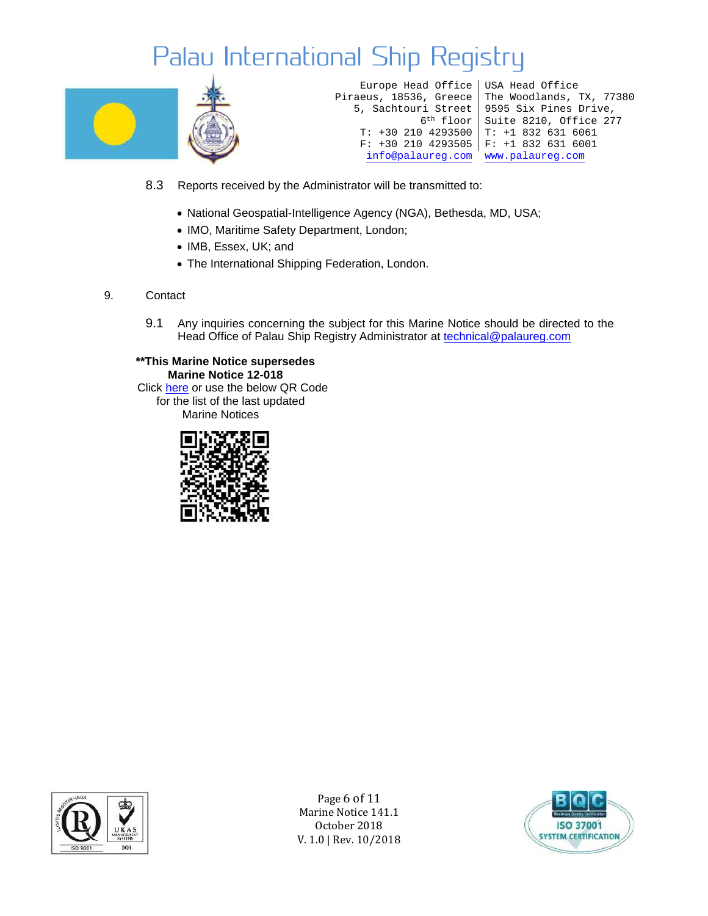8.3 Reports received by the Administrator will be transmitted to:

- National Geospatial-Intelligence Agency (NGA), Bethesda, MD, USA;
- IMO, Maritime Safety Department, London;
- IMB, Essex, UK; and
- The International Shipping Federation, London.

9. Contact

9.1 Any inquiries concerning the subject for this Marine Notice should be directed to the Head Office of Palau Ship Registry Administrator at technical@palaureg.com

**\*\*This Marine Notice supersedes Marine Notice 12-018**

Click here or use the below QR Code for the list of the last updated Marine Notices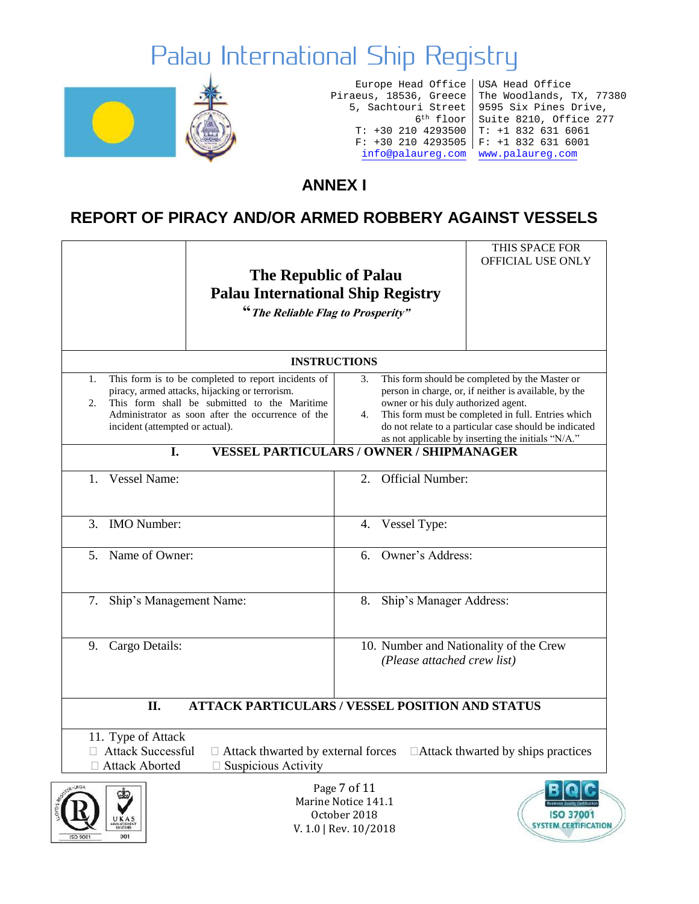# Palau International Ship Registry

Europe Head Office
Piraeus, 18536, Greece
5, Sachtouri Street
6th floor
T: +30 210 4293500
F: +30 210 4293505
info@palaureg.com

USA Head Office
The Woodlands, TX, 77380
9595 Six Pines Drive,
Suite 8210, Office 277
T: +1 832 631 6061
F: +1 832 631 6001
www.palaureg.com

## ANNEX I

## REPORT OF PIRACY AND/OR ARMED ROBBERY AGAINST VESSELS

| | | |
|---|---|---|
| | **The Republic of Palau**<br>**Palau International Ship Registry**<br>***"The Reliable Flag to Prosperity"*** | THIS SPACE FOR OFFICIAL USE ONLY |

**INSTRUCTIONS**

1. This form is to be completed to report incidents of piracy, armed robbery, armed attacks, hijacking or terrorism.
2. This form shall be submitted to the Maritime Administrator as soon after the occurrence of the incident (attempted or actual).
3. This form should be completed by the Master or person in charge, or, if neither is available, by the owner or his duly authorized agent.
4. This form must be completed in full. Entries which do not relate to a particular case should be indicated as not applicable by inserting the initials "N/A."

### I. VESSEL PARTICULARS / OWNER / SHIPMANAGER

| | |
|---|---|
| 1. Vessel Name: | 2. Official Number: |
| 3. IMO Number: | 4. Vessel Type: |
| 5. Name of Owner: | 6. Owner's Address: |
| 7. Ship's Management Name: | 8. Ship's Manager Address: |
| 9. Cargo Details: | 10. Number and Nationality of the Crew *(Please attached crew list)* |

### II. ATTACK PARTICULARS / VESSEL POSITION AND STATUS

11. Type of Attack

☐ Attack Successful ☐ Attack thwarted by external forces ☐ Attack thwarted by ships practices
☐ Attack Aborted ☐ Suspicious Activity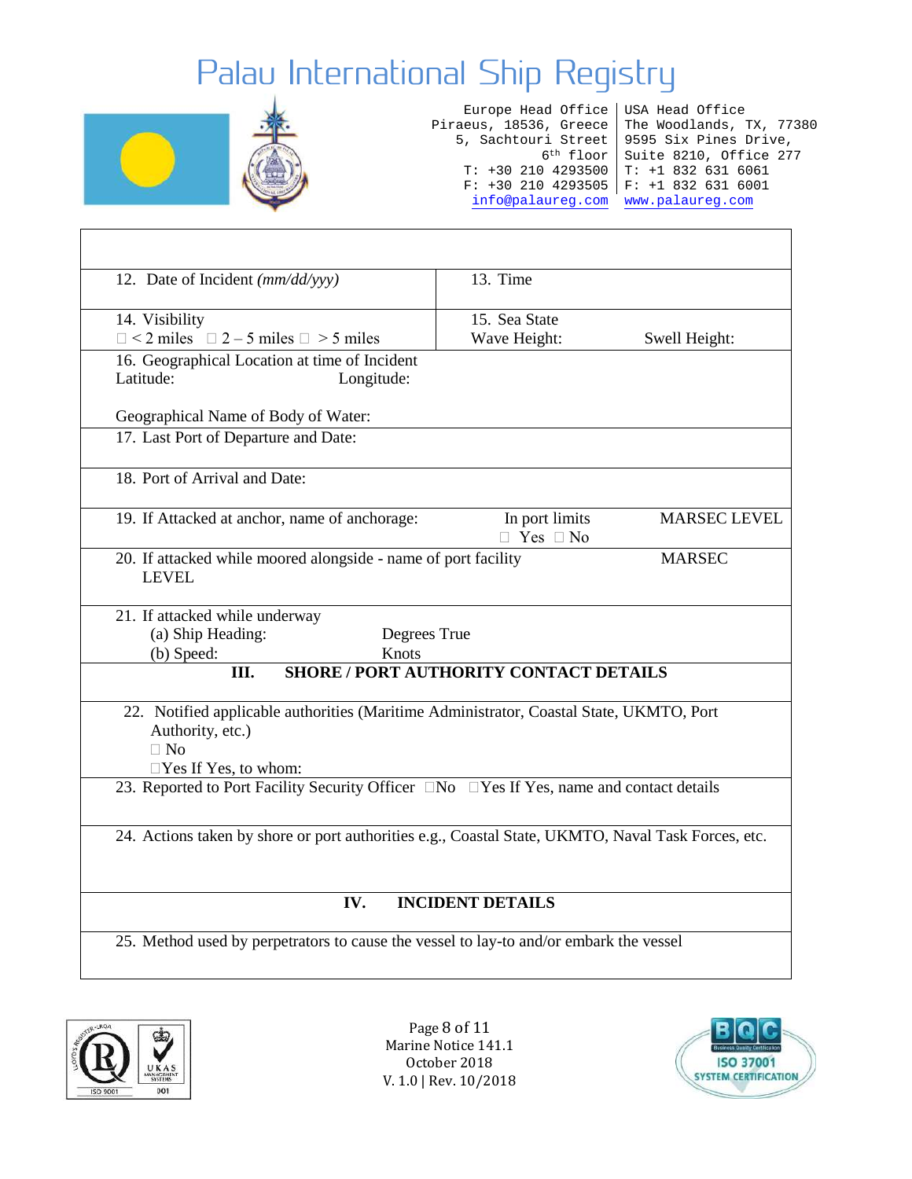| | |
|---|---|
| 12. Date of Incident *(mm/dd/yyy)* | 13. Time |
| 14. Visibility<br>☐ < 2 miles ☐ 2 – 5 miles ☐ > 5 miles | 15. Sea State<br>Wave Height: Swell Height: |
| 16. Geographical Location at time of Incident<br>Latitude: Longitude:<br><br>Geographical Name of Body of Water: | |
| 17. Last Port of Departure and Date: | |
| 18. Port of Arrival and Date: | |
| 19. If Attacked at anchor, name of anchorage: In port limits ☐ Yes ☐ No MARSEC LEVEL | |
| 20. If attacked while moored alongside - name of port facility MARSEC LEVEL | |
| 21. If attacked while underway<br>(a) Ship Heading: Degrees True<br>(b) Speed: Knots | |

## III. SHORE / PORT AUTHORITY CONTACT DETAILS

| |
|---|
| 22. Notified applicable authorities (Maritime Administrator, Coastal State, UKMTO, Port Authority, etc.)<br>☐ No<br>☐Yes If Yes, to whom: |
| 23. Reported to Port Facility Security Officer ☐No ☐Yes If Yes, name and contact details |
| 24. Actions taken by shore or port authorities e.g., Coastal State, UKMTO, Naval Task Forces, etc. |

## IV. INCIDENT DETAILS

| |
|---|
| 25. Method used by perpetrators to cause the vessel to lay-to and/or embark the vessel |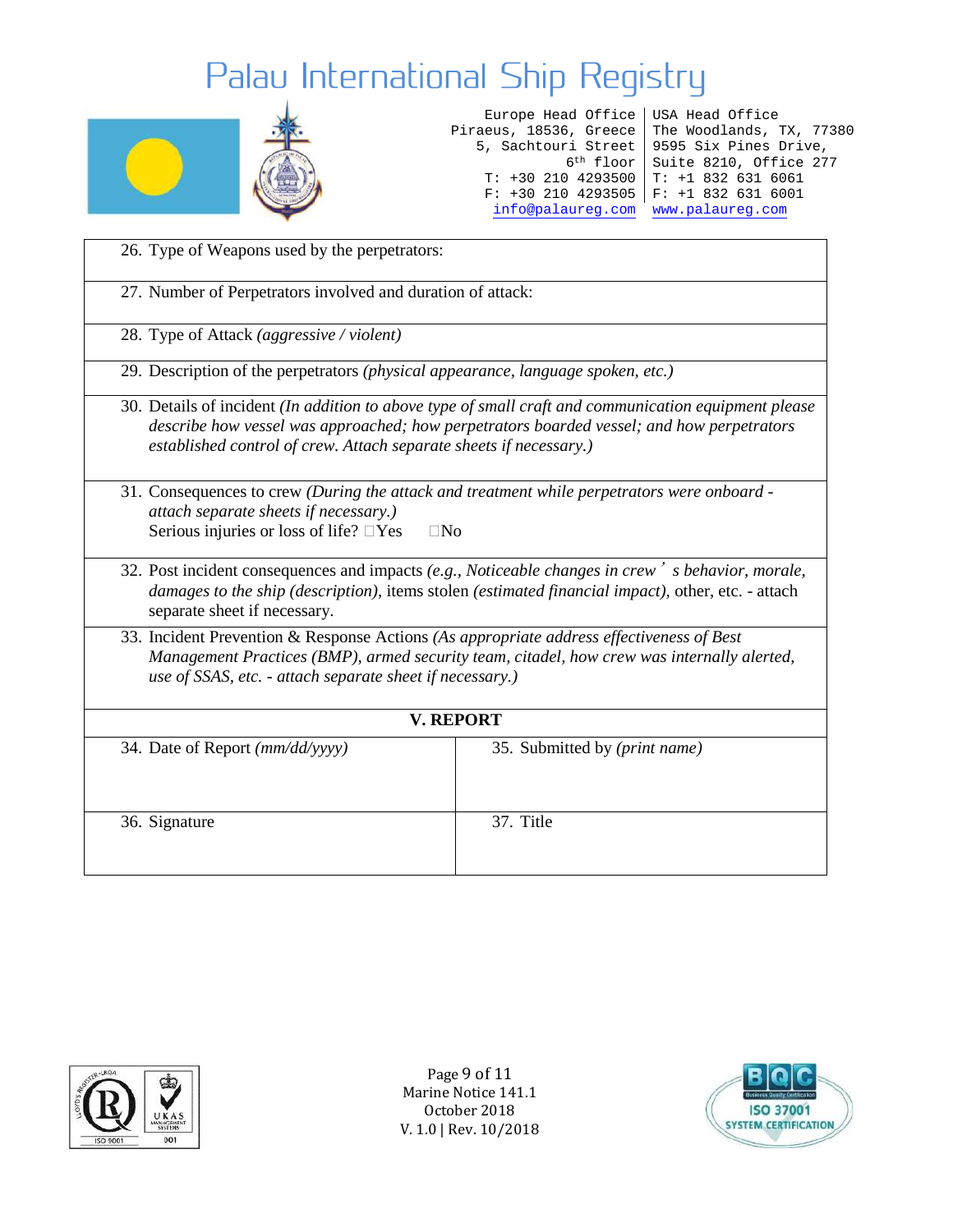26. Type of Weapons used by the perpetrators:

27. Number of Perpetrators involved and duration of attack:

28. Type of Attack *(aggressive / violent)*

29. Description of the perpetrators *(physical appearance, language spoken, etc.)*

30. Details of incident *(In addition to above type of small craft and communication equipment please describe how vessel was approached; how perpetrators boarded vessel; and how perpetrators established control of crew. Attach separate sheets if necessary.)*

31. Consequences to crew *(During the attack and treatment while perpetrators were onboard - attach separate sheets if necessary.)*
    Serious injuries or loss of life? ☐Yes ☐No

32. Post incident consequences and impacts *(e.g., Noticeable changes in crew's behavior, morale, damages to the ship (description),* items stolen *(estimated financial impact),* other, etc. - attach separate sheet if necessary.

33. Incident Prevention & Response Actions *(As appropriate address effectiveness of Best Management Practices (BMP), armed security team, citadel, how crew was internally alerted, use of SSAS, etc. - attach separate sheet if necessary.)*

## V. REPORT

| | |
|---|---|
| 34. Date of Report *(mm/dd/yyyy)* | 35. Submitted by *(print name)* |
| 36. Signature | 37. Title |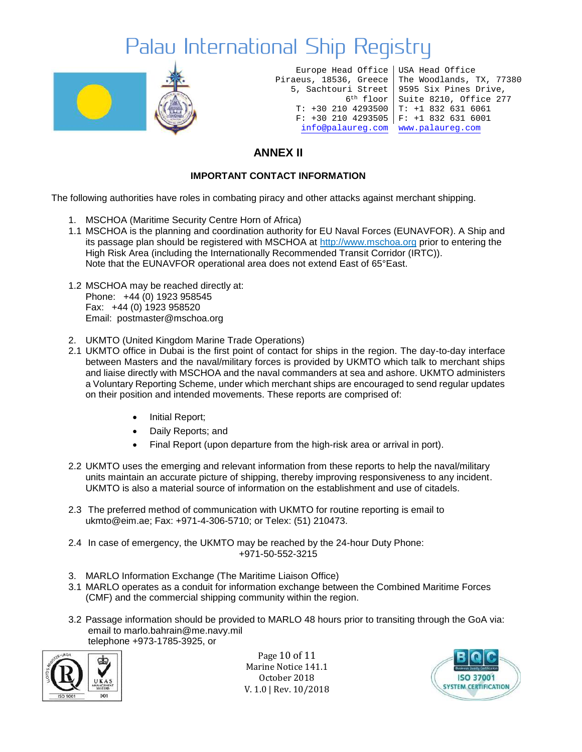## ANNEX II

### IMPORTANT CONTACT INFORMATION

The following authorities have roles in combating piracy and other attacks against merchant shipping.

1. MSCHOA (Maritime Security Centre Horn of Africa)

1.1 MSCHOA is the planning and coordination authority for EU Naval Forces (EUNAVFOR). A Ship and its passage plan should be registered with MSCHOA at http://www.mschoa.org prior to entering the High Risk Area (including the Internationally Recommended Transit Corridor (IRTC)).
Note that the EUNAVFOR operational area does not extend East of 65°East.

1.2 MSCHOA may be reached directly at:
Phone: +44 (0) 1923 958545
Fax: +44 (0) 1923 958520
Email: postmaster@mschoa.org

2. UKMTO (United Kingdom Marine Trade Operations)

2.1 UKMTO office in Dubai is the first point of contact for ships in the region. The day-to-day interface between Masters and the naval/military forces is provided by UKMTO which talk to merchant ships and liaise directly with MSCHOA and the naval commanders at sea and ashore. UKMTO administers a Voluntary Reporting Scheme, under which merchant ships are encouraged to send regular updates on their position and intended movements. These reports are comprised of:

- Initial Report;
- Daily Reports; and
- Final Report (upon departure from the high-risk area or arrival in port).

2.2 UKMTO uses the emerging and relevant information from these reports to help the naval/military units maintain an accurate picture of shipping, thereby improving responsiveness to any incident. UKMTO is also a material source of information on the establishment and use of citadels.

2.3 The preferred method of communication with UKMTO for routine reporting is email to ukmto@eim.ae; Fax: +971-4-306-5710; or Telex: (51) 210473.

2.4 In case of emergency, the UKMTO may be reached by the 24-hour Duty Phone:
+971-50-552-3215

3. MARLO Information Exchange (The Maritime Liaison Office)

3.1 MARLO operates as a conduit for information exchange between the Combined Maritime Forces (CMF) and the commercial shipping community within the region.

3.2 Passage information should be provided to MARLO 48 hours prior to transiting through the GoA via:
email to marlo.bahrain@me.navy.mil
telephone +973-1785-3925, or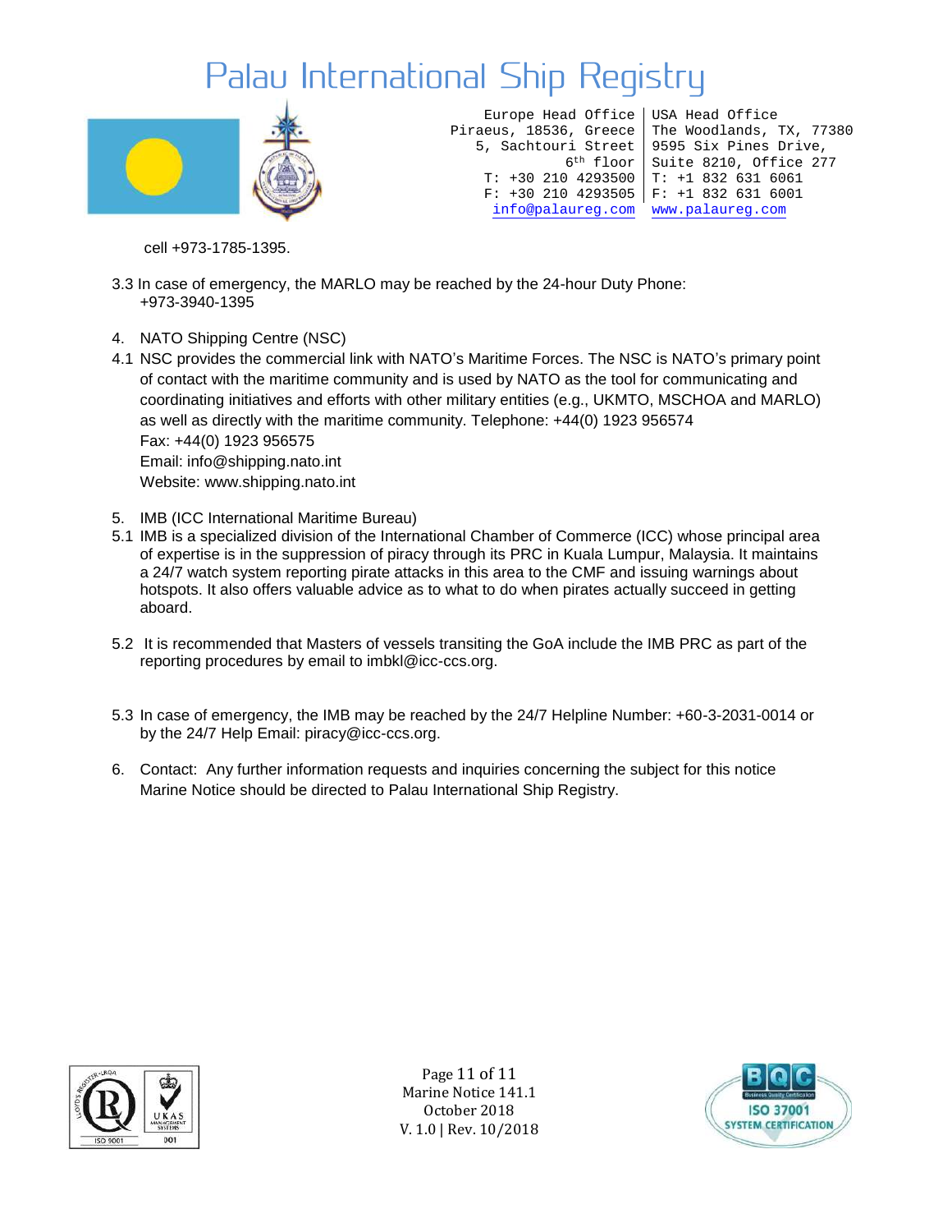cell +973-1785-1395.

3.3 In case of emergency, the MARLO may be reached by the 24-hour Duty Phone: +973-3940-1395

4. NATO Shipping Centre (NSC)

4.1 NSC provides the commercial link with NATO's Maritime Forces. The NSC is NATO's primary point of contact with the maritime community and is used by NATO as the tool for communicating and coordinating initiatives and efforts with other military entities (e.g., UKMTO, MSCHOA and MARLO) as well as directly with the maritime community. Telephone: +44(0) 1923 956574
Fax: +44(0) 1923 956575
Email: info@shipping.nato.int
Website: www.shipping.nato.int

5. IMB (ICC International Maritime Bureau)

5.1 IMB is a specialized division of the International Chamber of Commerce (ICC) whose principal area of expertise is in the suppression of piracy through its PRC in Kuala Lumpur, Malaysia. It maintains a 24/7 watch system reporting pirate attacks in this area to the CMF and issuing warnings about hotspots. It also offers valuable advice as to what to do when pirates actually succeed in getting aboard.

5.2 It is recommended that Masters of vessels transiting the GoA include the IMB PRC as part of the reporting procedures by email to imbkl@icc-ccs.org.

5.3 In case of emergency, the IMB may be reached by the 24/7 Helpline Number: +60-3-2031-0014 or by the 24/7 Help Email: piracy@icc-ccs.org.

6. Contact: Any further information requests and inquiries concerning the subject for this notice Marine Notice should be directed to Palau International Ship Registry.